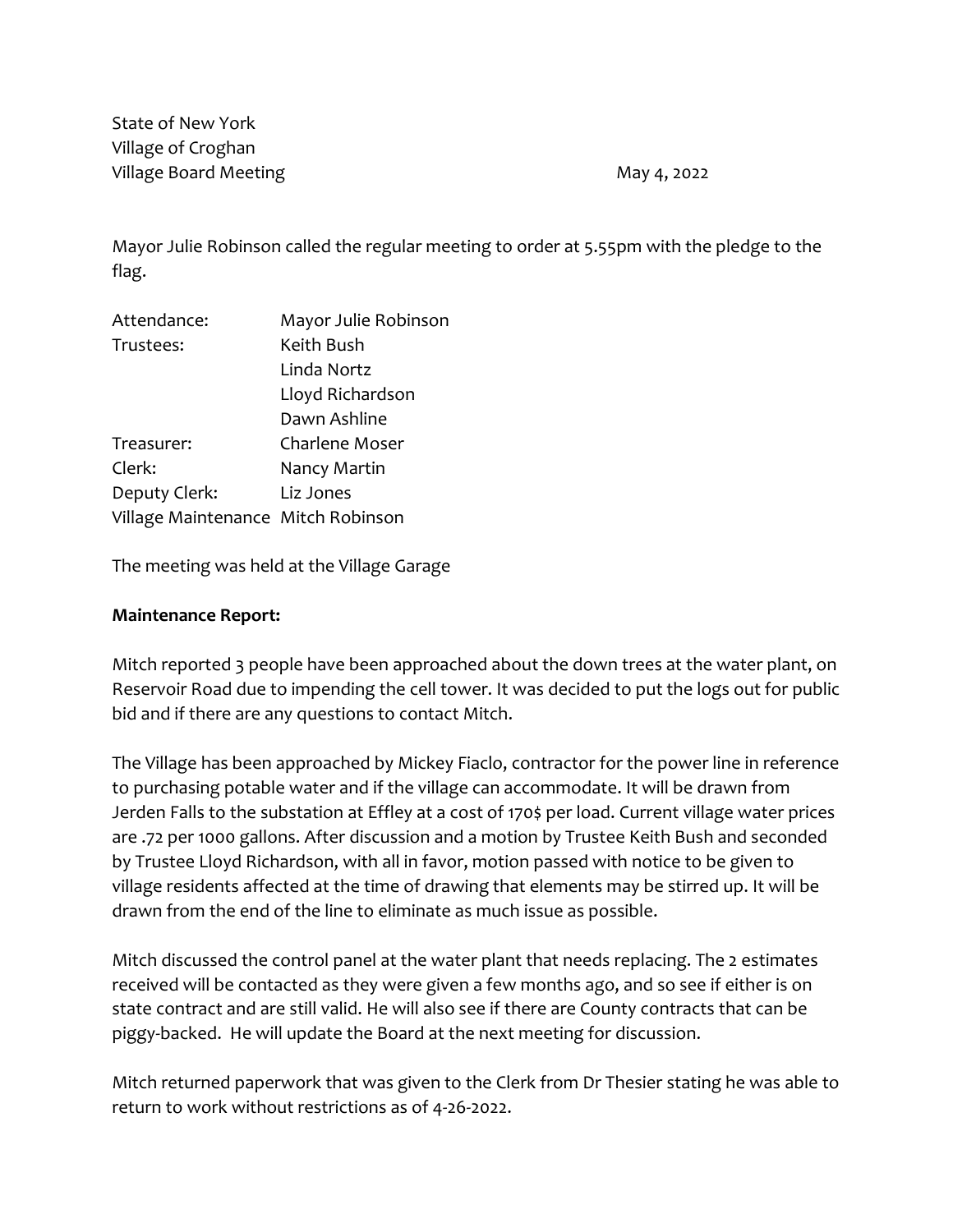State of New York
Village of Croghan
Village Board Meeting May 4, 2022

Mayor Julie Robinson called the regular meeting to order at 5.55pm with the pledge to the flag.

| | |
|---|---|
| Attendance: | Mayor Julie Robinson |
| Trustees: | Keith Bush |
| | Linda Nortz |
| | Lloyd Richardson |
| | Dawn Ashline |
| Treasurer: | Charlene Moser |
| Clerk: | Nancy Martin |
| Deputy Clerk: | Liz Jones |
| Village Maintenance | Mitch Robinson |

The meeting was held at the Village Garage

**Maintenance Report:**

Mitch reported 3 people have been approached about the down trees at the water plant, on Reservoir Road due to impending the cell tower. It was decided to put the logs out for public bid and if there are any questions to contact Mitch.

The Village has been approached by Mickey Fiaclo, contractor for the power line in reference to purchasing potable water and if the village can accommodate. It will be drawn from Jerden Falls to the substation at Effley at a cost of 170$ per load. Current village water prices are .72 per 1000 gallons. After discussion and a motion by Trustee Keith Bush and seconded by Trustee Lloyd Richardson, with all in favor, motion passed with notice to be given to village residents affected at the time of drawing that elements may be stirred up. It will be drawn from the end of the line to eliminate as much issue as possible.

Mitch discussed the control panel at the water plant that needs replacing. The 2 estimates received will be contacted as they were given a few months ago, and so see if either is on state contract and are still valid. He will also see if there are County contracts that can be piggy-backed. He will update the Board at the next meeting for discussion.

Mitch returned paperwork that was given to the Clerk from Dr Thesier stating he was able to return to work without restrictions as of 4-26-2022.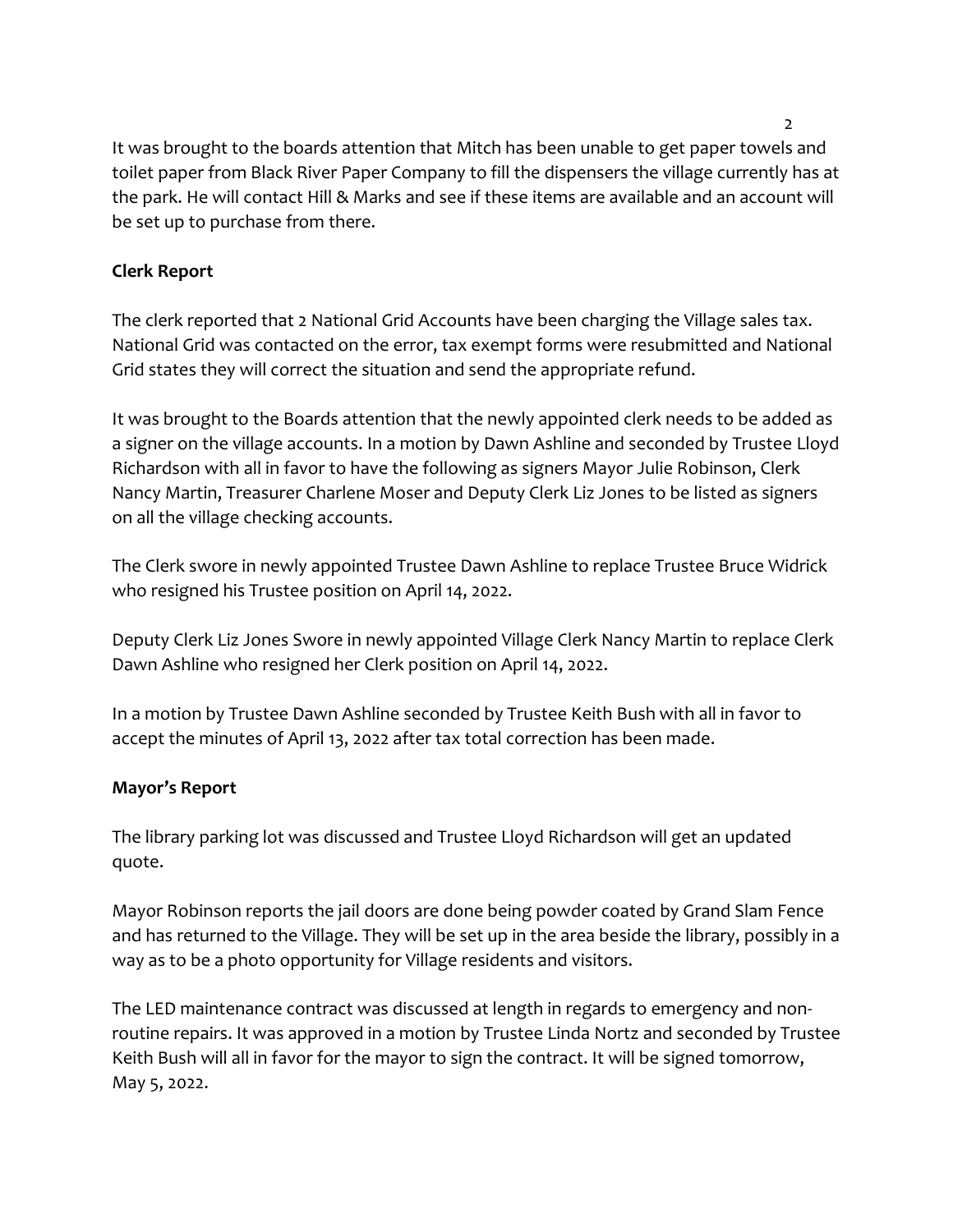It was brought to the boards attention that Mitch has been unable to get paper towels and toilet paper from Black River Paper Company to fill the dispensers the village currently has at the park. He will contact Hill & Marks and see if these items are available and an account will be set up to purchase from there.

**Clerk Report**

The clerk reported that 2 National Grid Accounts have been charging the Village sales tax. National Grid was contacted on the error, tax exempt forms were resubmitted and National Grid states they will correct the situation and send the appropriate refund.

It was brought to the Boards attention that the newly appointed clerk needs to be added as a signer on the village accounts. In a motion by Dawn Ashline and seconded by Trustee Lloyd Richardson with all in favor to have the following as signers Mayor Julie Robinson, Clerk Nancy Martin, Treasurer Charlene Moser and Deputy Clerk Liz Jones to be listed as signers on all the village checking accounts.

The Clerk swore in newly appointed Trustee Dawn Ashline to replace Trustee Bruce Widrick who resigned his Trustee position on April 14, 2022.

Deputy Clerk Liz Jones Swore in newly appointed Village Clerk Nancy Martin to replace Clerk Dawn Ashline who resigned her Clerk position on April 14, 2022.

In a motion by Trustee Dawn Ashline seconded by Trustee Keith Bush with all in favor to accept the minutes of April 13, 2022 after tax total correction has been made.

**Mayor's Report**

The library parking lot was discussed and Trustee Lloyd Richardson will get an updated quote.

Mayor Robinson reports the jail doors are done being powder coated by Grand Slam Fence and has returned to the Village. They will be set up in the area beside the library, possibly in a way as to be a photo opportunity for Village residents and visitors.

The LED maintenance contract was discussed at length in regards to emergency and non-routine repairs. It was approved in a motion by Trustee Linda Nortz and seconded by Trustee Keith Bush will all in favor for the mayor to sign the contract. It will be signed tomorrow, May 5, 2022.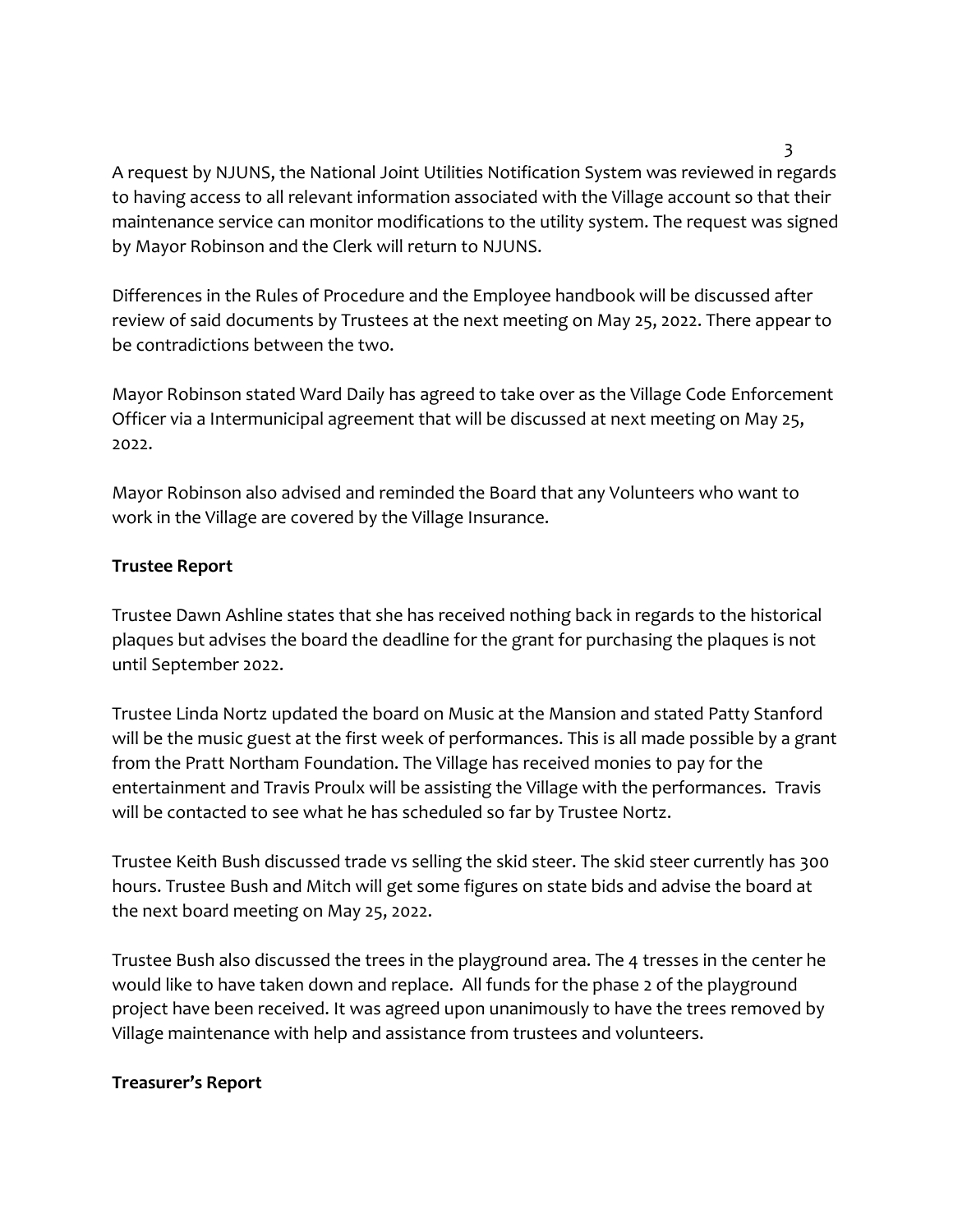A request by NJUNS, the National Joint Utilities Notification System was reviewed in regards to having access to all relevant information associated with the Village account so that their maintenance service can monitor modifications to the utility system. The request was signed by Mayor Robinson and the Clerk will return to NJUNS.

Differences in the Rules of Procedure and the Employee handbook will be discussed after review of said documents by Trustees at the next meeting on May 25, 2022. There appear to be contradictions between the two.

Mayor Robinson stated Ward Daily has agreed to take over as the Village Code Enforcement Officer via a Intermunicipal agreement that will be discussed at next meeting on May 25, 2022.

Mayor Robinson also advised and reminded the Board that any Volunteers who want to work in the Village are covered by the Village Insurance.

**Trustee Report**

Trustee Dawn Ashline states that she has received nothing back in regards to the historical plaques but advises the board the deadline for the grant for purchasing the plaques is not until September 2022.

Trustee Linda Nortz updated the board on Music at the Mansion and stated Patty Stanford will be the music guest at the first week of performances. This is all made possible by a grant from the Pratt Northam Foundation. The Village has received monies to pay for the entertainment and Travis Proulx will be assisting the Village with the performances. Travis will be contacted to see what he has scheduled so far by Trustee Nortz.

Trustee Keith Bush discussed trade vs selling the skid steer. The skid steer currently has 300 hours. Trustee Bush and Mitch will get some figures on state bids and advise the board at the next board meeting on May 25, 2022.

Trustee Bush also discussed the trees in the playground area. The 4 tresses in the center he would like to have taken down and replace. All funds for the phase 2 of the playground project have been received. It was agreed upon unanimously to have the trees removed by Village maintenance with help and assistance from trustees and volunteers.

**Treasurer's Report**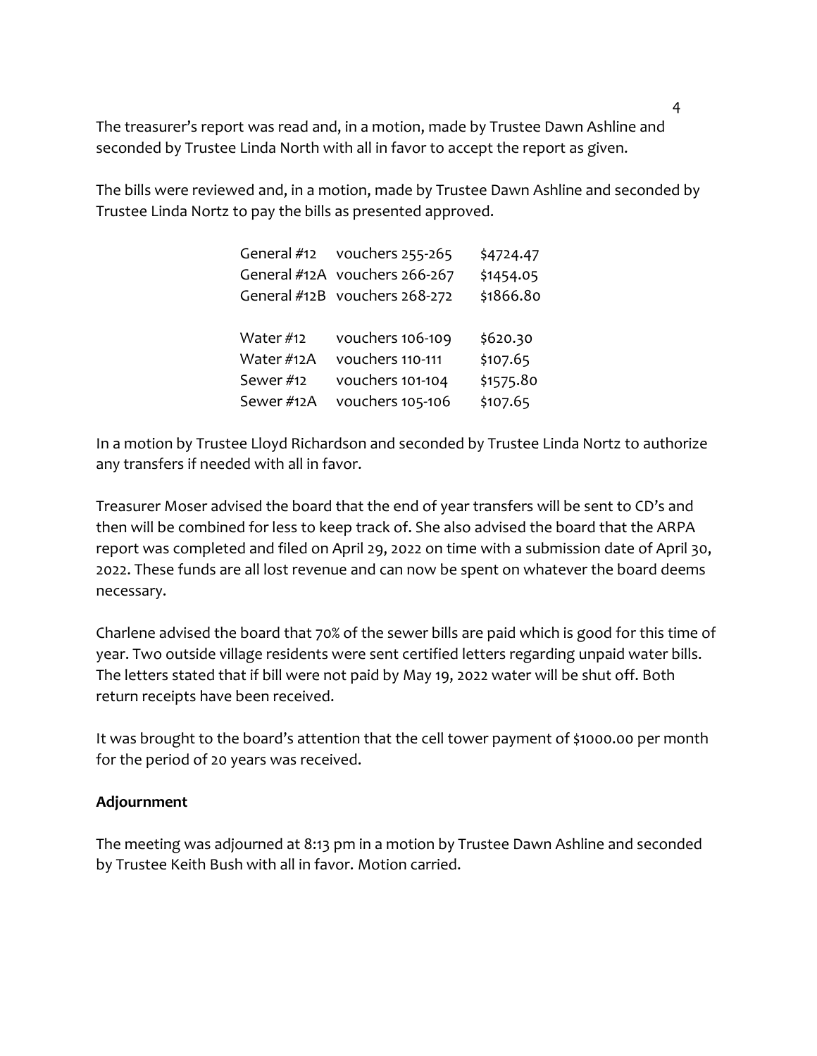The treasurer's report was read and, in a motion, made by Trustee Dawn Ashline and seconded by Trustee Linda North with all in favor to accept the report as given.

The bills were reviewed and, in a motion, made by Trustee Dawn Ashline and seconded by Trustee Linda Nortz to pay the bills as presented approved.

| | | |
|---|---|---|
| General #12 | vouchers 255-265 | $4724.47 |
| General #12A | vouchers 266-267 | $1454.05 |
| General #12B | vouchers 268-272 | $1866.80 |
| | | |
| Water #12 | vouchers 106-109 | $620.30 |
| Water #12A | vouchers 110-111 | $107.65 |
| Sewer #12 | vouchers 101-104 | $1575.80 |
| Sewer #12A | vouchers 105-106 | $107.65 |

In a motion by Trustee Lloyd Richardson and seconded by Trustee Linda Nortz to authorize any transfers if needed with all in favor.

Treasurer Moser advised the board that the end of year transfers will be sent to CD's and then will be combined for less to keep track of. She also advised the board that the ARPA report was completed and filed on April 29, 2022 on time with a submission date of April 30, 2022. These funds are all lost revenue and can now be spent on whatever the board deems necessary.

Charlene advised the board that 70% of the sewer bills are paid which is good for this time of year. Two outside village residents were sent certified letters regarding unpaid water bills. The letters stated that if bill were not paid by May 19, 2022 water will be shut off. Both return receipts have been received.

It was brought to the board's attention that the cell tower payment of $1000.00 per month for the period of 20 years was received.

**Adjournment**

The meeting was adjourned at 8:13 pm in a motion by Trustee Dawn Ashline and seconded by Trustee Keith Bush with all in favor. Motion carried.